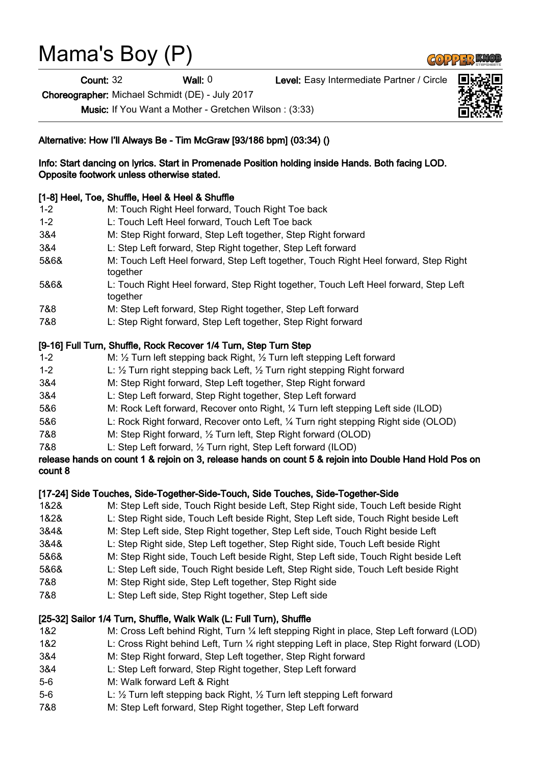# Mama's Boy (P)

**Count:** 32 **Wall:** 0 **Level:** Easy Intermediate Partner / Circle

**Choreographer:** Michael Schmidt (DE) - July 2017

**Music:** If You Want a Mother - Gretchen Wilson : (3:33)

**Alternative: How I'll Always Be - Tim McGraw [93/186 bpm] (03:34) ()**

**Info: Start dancing on lyrics. Start in Promenade Position holding inside Hands. Both facing LOD. Opposite footwork unless otherwise stated.**

**[1-8] Heel, Toe, Shuffle, Heel & Heel & Shuffle**

| | |
|---|---|
| 1-2 | M: Touch Right Heel forward, Touch Right Toe back |
| 1-2 | L: Touch Left Heel forward, Touch Left Toe back |
| 3&4 | M: Step Right forward, Step Left together, Step Right forward |
| 3&4 | L: Step Left forward, Step Right together, Step Left forward |
| 5&6& | M: Touch Left Heel forward, Step Left together, Touch Right Heel forward, Step Right together |
| 5&6& | L: Touch Right Heel forward, Step Right together, Touch Left Heel forward, Step Left together |
| 7&8 | M: Step Left forward, Step Right together, Step Left forward |
| 7&8 | L: Step Right forward, Step Left together, Step Right forward |

**[9-16] Full Turn, Shuffle, Rock Recover 1/4 Turn, Step Turn Step**

| | |
|---|---|
| 1-2 | M: ½ Turn left stepping back Right, ½ Turn left stepping Left forward |
| 1-2 | L: ½ Turn right stepping back Left, ½ Turn right stepping Right forward |
| 3&4 | M: Step Right forward, Step Left together, Step Right forward |
| 3&4 | L: Step Left forward, Step Right together, Step Left forward |
| 5&6 | M: Rock Left forward, Recover onto Right, ¼ Turn left stepping Left side (ILOD) |
| 5&6 | L: Rock Right forward, Recover onto Left, ¼ Turn right stepping Right side (OLOD) |
| 7&8 | M: Step Right forward, ½ Turn left, Step Right forward (OLOD) |
| 7&8 | L: Step Left forward, ½ Turn right, Step Left forward (ILOD) |

**release hands on count 1 & rejoin on 3, release hands on count 5 & rejoin into Double Hand Hold Pos on count 8**

**[17-24] Side Touches, Side-Together-Side-Touch, Side Touches, Side-Together-Side**

| | |
|---|---|
| 1&2& | M: Step Left side, Touch Right beside Left, Step Right side, Touch Left beside Right |
| 1&2& | L: Step Right side, Touch Left beside Right, Step Left side, Touch Right beside Left |
| 3&4& | M: Step Left side, Step Right together, Step Left side, Touch Right beside Left |
| 3&4& | L: Step Right side, Step Left together, Step Right side, Touch Left beside Right |
| 5&6& | M: Step Right side, Touch Left beside Right, Step Left side, Touch Right beside Left |
| 5&6& | L: Step Left side, Touch Right beside Left, Step Right side, Touch Left beside Right |
| 7&8 | M: Step Right side, Step Left together, Step Right side |
| 7&8 | L: Step Left side, Step Right together, Step Left side |

**[25-32] Sailor 1/4 Turn, Shuffle, Walk Walk (L: Full Turn), Shuffle**

| | |
|---|---|
| 1&2 | M: Cross Left behind Right, Turn ¼ left stepping Right in place, Step Left forward (LOD) |
| 1&2 | L: Cross Right behind Left, Turn ¼ right stepping Left in place, Step Right forward (LOD) |
| 3&4 | M: Step Right forward, Step Left together, Step Right forward |
| 3&4 | L: Step Left forward, Step Right together, Step Left forward |
| 5-6 | M: Walk forward Left & Right |
| 5-6 | L: ½ Turn left stepping back Right, ½ Turn left stepping Left forward |
| 7&8 | M: Step Left forward, Step Right together, Step Left forward |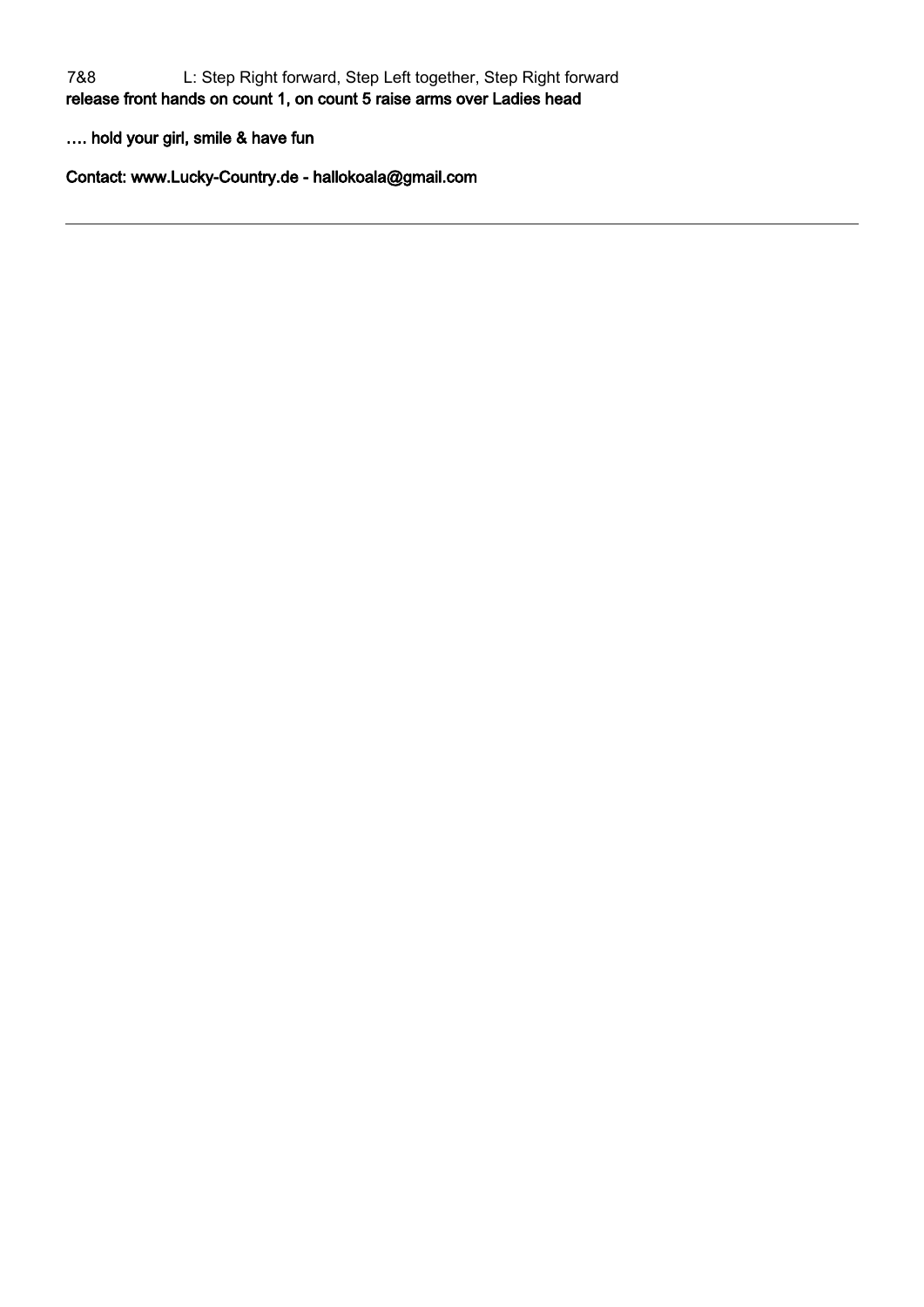7&8 L: Step Right forward, Step Left together, Step Right forward

**release front hands on count 1, on count 5 raise arms over Ladies head**

**…. hold your girl, smile & have fun**

**Contact: www.Lucky-Country.de - hallokoala@gmail.com**

---